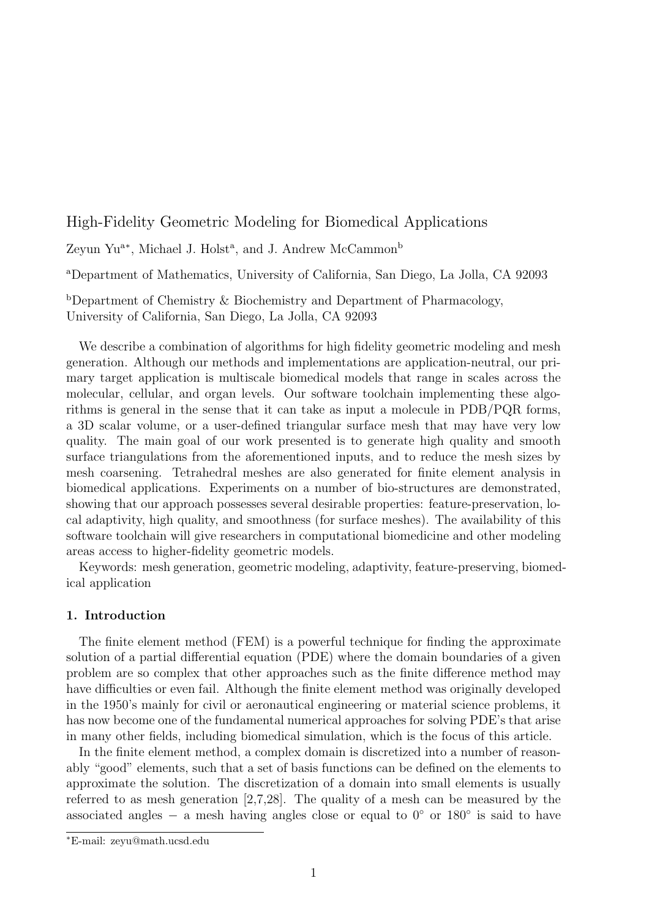# High-Fidelity Geometric Modeling for Biomedical Applications

Zeyun Yu[a*], Michael J. Holst[a], and J. Andrew McCammon[b]

[a]Department of Mathematics, University of California, San Diego, La Jolla, CA 92093

[b]Department of Chemistry & Biochemistry and Department of Pharmacology, University of California, San Diego, La Jolla, CA 92093

We describe a combination of algorithms for high fidelity geometric modeling and mesh generation. Although our methods and implementations are application-neutral, our primary target application is multiscale biomedical models that range in scales across the molecular, cellular, and organ levels. Our software toolchain implementing these algorithms is general in the sense that it can take as input a molecule in PDB/PQR forms, a 3D scalar volume, or a user-defined triangular surface mesh that may have very low quality. The main goal of our work presented is to generate high quality and smooth surface triangulations from the aforementioned inputs, and to reduce the mesh sizes by mesh coarsening. Tetrahedral meshes are also generated for finite element analysis in biomedical applications. Experiments on a number of bio-structures are demonstrated, showing that our approach possesses several desirable properties: feature-preservation, local adaptivity, high quality, and smoothness (for surface meshes). The availability of this software toolchain will give researchers in computational biomedicine and other modeling areas access to higher-fidelity geometric models.

Keywords: mesh generation, geometric modeling, adaptivity, feature-preserving, biomedical application

## 1. Introduction

The finite element method (FEM) is a powerful technique for finding the approximate solution of a partial differential equation (PDE) where the domain boundaries of a given problem are so complex that other approaches such as the finite difference method may have difficulties or even fail. Although the finite element method was originally developed in the 1950's mainly for civil or aeronautical engineering or material science problems, it has now become one of the fundamental numerical approaches for solving PDE's that arise in many other fields, including biomedical simulation, which is the focus of this article.

In the finite element method, a complex domain is discretized into a number of reasonably "good" elements, such that a set of basis functions can be defined on the elements to approximate the solution. The discretization of a domain into small elements is usually referred to as mesh generation [2,7,28]. The quality of a mesh can be measured by the associated angles − a mesh having angles close or equal to $0^\circ$ or $180^\circ$ is said to have

*E-mail: zeyu@math.ucsd.edu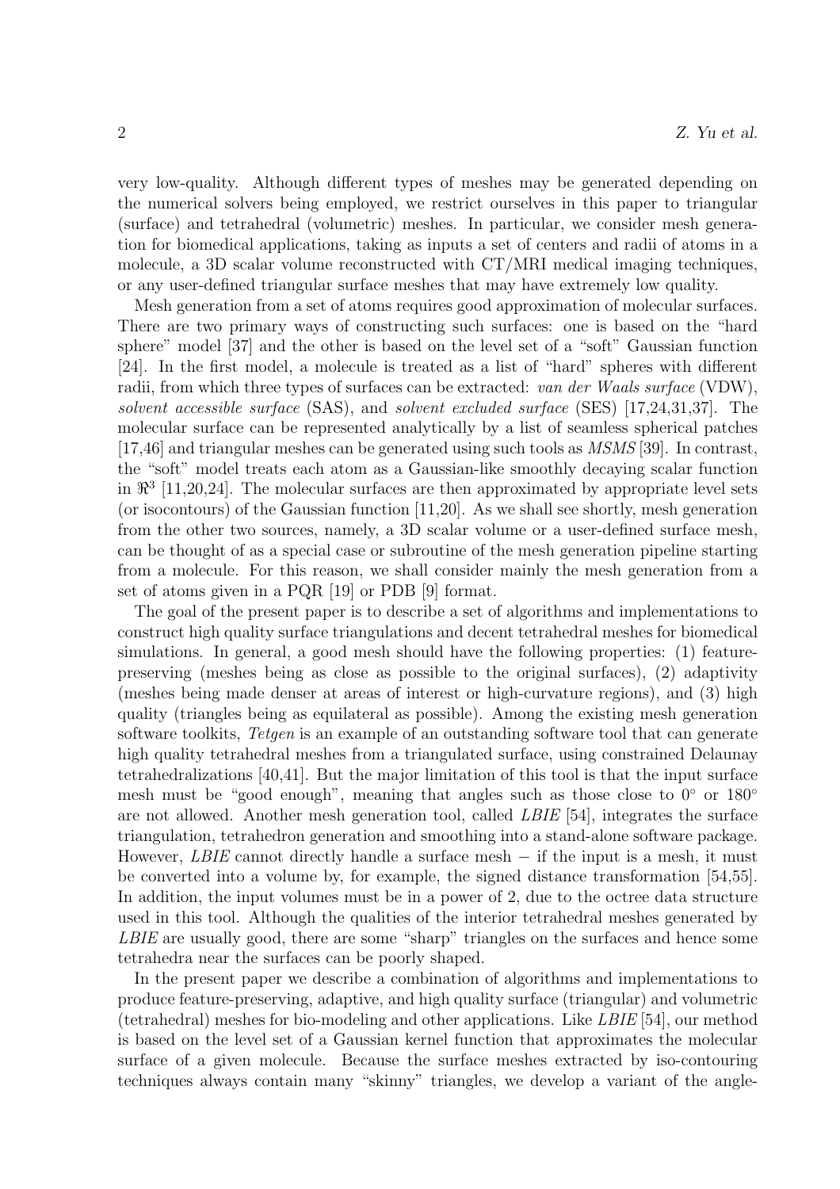very low-quality. Although different types of meshes may be generated depending on the numerical solvers being employed, we restrict ourselves in this paper to triangular (surface) and tetrahedral (volumetric) meshes. In particular, we consider mesh generation for biomedical applications, taking as inputs a set of centers and radii of atoms in a molecule, a 3D scalar volume reconstructed with CT/MRI medical imaging techniques, or any user-defined triangular surface meshes that may have extremely low quality.

Mesh generation from a set of atoms requires good approximation of molecular surfaces. There are two primary ways of constructing such surfaces: one is based on the "hard sphere" model [37] and the other is based on the level set of a "soft" Gaussian function [24]. In the first model, a molecule is treated as a list of "hard" spheres with different radii, from which three types of surfaces can be extracted: *van der Waals surface* (VDW), *solvent accessible surface* (SAS), and *solvent excluded surface* (SES) [17,24,31,37]. The molecular surface can be represented analytically by a list of seamless spherical patches [17,46] and triangular meshes can be generated using such tools as *MSMS* [39]. In contrast, the "soft" model treats each atom as a Gaussian-like smoothly decaying scalar function in $\Re^3$ [11,20,24]. The molecular surfaces are then approximated by appropriate level sets (or isocontours) of the Gaussian function [11,20]. As we shall see shortly, mesh generation from the other two sources, namely, a 3D scalar volume or a user-defined surface mesh, can be thought of as a special case or subroutine of the mesh generation pipeline starting from a molecule. For this reason, we shall consider mainly the mesh generation from a set of atoms given in a PQR [19] or PDB [9] format.

The goal of the present paper is to describe a set of algorithms and implementations to construct high quality surface triangulations and decent tetrahedral meshes for biomedical simulations. In general, a good mesh should have the following properties: (1) feature-preserving (meshes being as close as possible to the original surfaces), (2) adaptivity (meshes being made denser at areas of interest or high-curvature regions), and (3) high quality (triangles being as equilateral as possible). Among the existing mesh generation software toolkits, *Tetgen* is an example of an outstanding software tool that can generate high quality tetrahedral meshes from a triangulated surface, using constrained Delaunay tetrahedralizations [40,41]. But the major limitation of this tool is that the input surface mesh must be "good enough", meaning that angles such as those close to $0°$ or $180°$ are not allowed. Another mesh generation tool, called *LBIE* [54], integrates the surface triangulation, tetrahedron generation and smoothing into a stand-alone software package. However, *LBIE* cannot directly handle a surface mesh $-$ if the input is a mesh, it must be converted into a volume by, for example, the signed distance transformation [54,55]. In addition, the input volumes must be in a power of 2, due to the octree data structure used in this tool. Although the qualities of the interior tetrahedral meshes generated by *LBIE* are usually good, there are some "sharp" triangles on the surfaces and hence some tetrahedra near the surfaces can be poorly shaped.

In the present paper we describe a combination of algorithms and implementations to produce feature-preserving, adaptive, and high quality surface (triangular) and volumetric (tetrahedral) meshes for bio-modeling and other applications. Like *LBIE* [54], our method is based on the level set of a Gaussian kernel function that approximates the molecular surface of a given molecule. Because the surface meshes extracted by iso-contouring techniques always contain many "skinny" triangles, we develop a variant of the angle-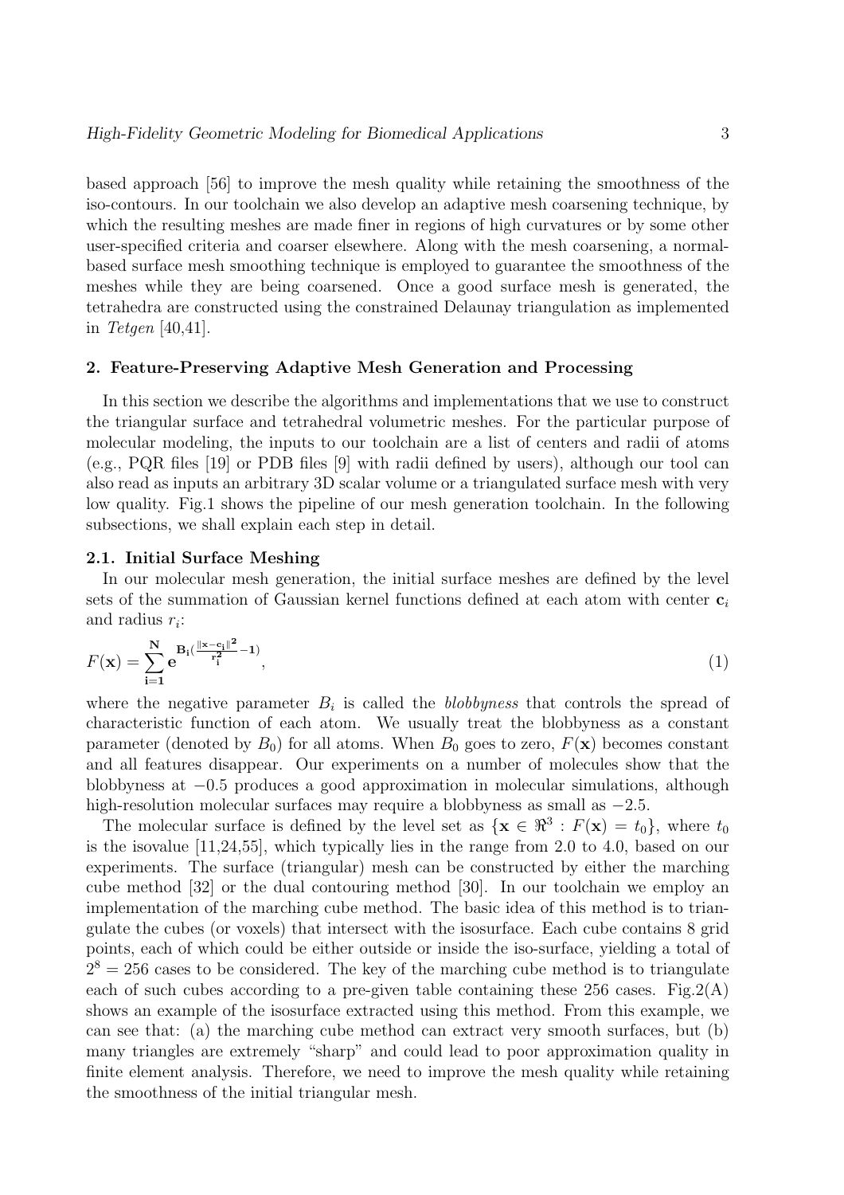based approach [56] to improve the mesh quality while retaining the smoothness of the iso-contours. In our toolchain we also develop an adaptive mesh coarsening technique, by which the resulting meshes are made finer in regions of high curvatures or by some other user-specified criteria and coarser elsewhere. Along with the mesh coarsening, a normal-based surface mesh smoothing technique is employed to guarantee the smoothness of the meshes while they are being coarsened. Once a good surface mesh is generated, the tetrahedra are constructed using the constrained Delaunay triangulation as implemented in *Tetgen* [40,41].

## 2. Feature-Preserving Adaptive Mesh Generation and Processing

In this section we describe the algorithms and implementations that we use to construct the triangular surface and tetrahedral volumetric meshes. For the particular purpose of molecular modeling, the inputs to our toolchain are a list of centers and radii of atoms (e.g., PQR files [19] or PDB files [9] with radii defined by users), although our tool can also read as inputs an arbitrary 3D scalar volume or a triangulated surface mesh with very low quality. Fig.1 shows the pipeline of our mesh generation toolchain. In the following subsections, we shall explain each step in detail.

### 2.1. Initial Surface Meshing

In our molecular mesh generation, the initial surface meshes are defined by the level sets of the summation of Gaussian kernel functions defined at each atom with center $\mathbf{c}_i$ and radius $r_i$:

$$F(\mathbf{x}) = \sum_{\mathbf{i=1}}^{\mathbf{N}} \mathbf{e}^{\mathbf{B_i}(\frac{\|\mathbf{x}-\mathbf{c_i}\|^2}{\mathbf{r_i^2}}-\mathbf{1})}, \tag{1}$$

where the negative parameter $B_i$ is called the *blobbyness* that controls the spread of characteristic function of each atom. We usually treat the blobbyness as a constant parameter (denoted by $B_0$) for all atoms. When $B_0$ goes to zero, $F(\mathbf{x})$ becomes constant and all features disappear. Our experiments on a number of molecules show that the blobbyness at $-0.5$ produces a good approximation in molecular simulations, although high-resolution molecular surfaces may require a blobbyness as small as $-2.5$.

The molecular surface is defined by the level set as $\{\mathbf{x} \in \Re^3 : F(\mathbf{x}) = t_0\}$, where $t_0$ is the isovalue [11,24,55], which typically lies in the range from 2.0 to 4.0, based on our experiments. The surface (triangular) mesh can be constructed by either the marching cube method [32] or the dual contouring method [30]. In our toolchain we employ an implementation of the marching cube method. The basic idea of this method is to triangulate the cubes (or voxels) that intersect with the isosurface. Each cube contains 8 grid points, each of which could be either outside or inside the iso-surface, yielding a total of $2^8 = 256$ cases to be considered. The key of the marching cube method is to triangulate each of such cubes according to a pre-given table containing these 256 cases. Fig.2(A) shows an example of the isosurface extracted using this method. From this example, we can see that: (a) the marching cube method can extract very smooth surfaces, but (b) many triangles are extremely "sharp" and could lead to poor approximation quality in finite element analysis. Therefore, we need to improve the mesh quality while retaining the smoothness of the initial triangular mesh.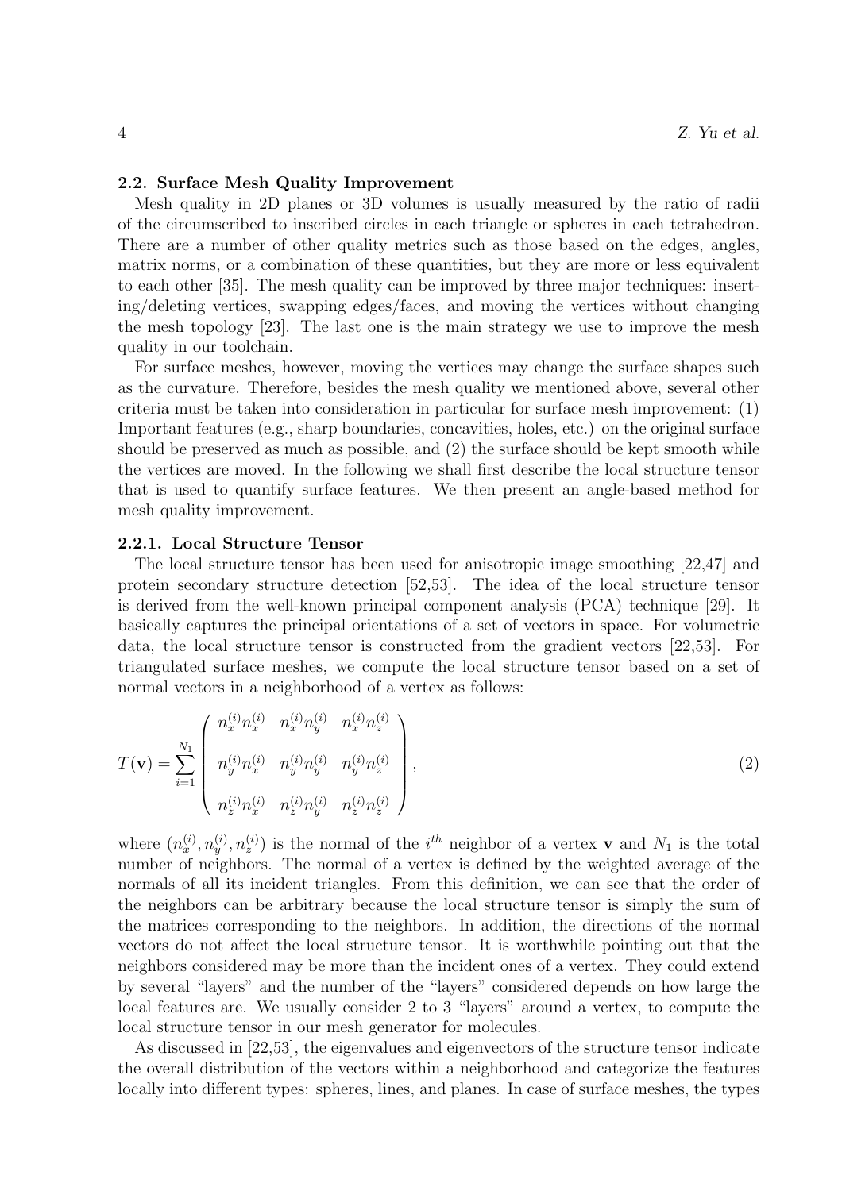### 2.2. Surface Mesh Quality Improvement

Mesh quality in 2D planes or 3D volumes is usually measured by the ratio of radii of the circumscribed to inscribed circles in each triangle or spheres in each tetrahedron. There are a number of other quality metrics such as those based on the edges, angles, matrix norms, or a combination of these quantities, but they are more or less equivalent to each other [35]. The mesh quality can be improved by three major techniques: inserting/deleting vertices, swapping edges/faces, and moving the vertices without changing the mesh topology [23]. The last one is the main strategy we use to improve the mesh quality in our toolchain.

For surface meshes, however, moving the vertices may change the surface shapes such as the curvature. Therefore, besides the mesh quality we mentioned above, several other criteria must be taken into consideration in particular for surface mesh improvement: (1) Important features (e.g., sharp boundaries, concavities, holes, etc.) on the original surface should be preserved as much as possible, and (2) the surface should be kept smooth while the vertices are moved. In the following we shall first describe the local structure tensor that is used to quantify surface features. We then present an angle-based method for mesh quality improvement.

#### 2.2.1. Local Structure Tensor

The local structure tensor has been used for anisotropic image smoothing [22,47] and protein secondary structure detection [52,53]. The idea of the local structure tensor is derived from the well-known principal component analysis (PCA) technique [29]. It basically captures the principal orientations of a set of vectors in space. For volumetric data, the local structure tensor is constructed from the gradient vectors [22,53]. For triangulated surface meshes, we compute the local structure tensor based on a set of normal vectors in a neighborhood of a vertex as follows:

$$T(\mathbf{v}) = \sum_{i=1}^{N_1} \begin{pmatrix} n_x^{(i)} n_x^{(i)} & n_x^{(i)} n_y^{(i)} & n_x^{(i)} n_z^{(i)} \\ n_y^{(i)} n_x^{(i)} & n_y^{(i)} n_y^{(i)} & n_y^{(i)} n_z^{(i)} \\ n_z^{(i)} n_x^{(i)} & n_z^{(i)} n_y^{(i)} & n_z^{(i)} n_z^{(i)} \end{pmatrix}, \tag{2}$$

where $(n_x^{(i)}, n_y^{(i)}, n_z^{(i)})$ is the normal of the $i^{th}$ neighbor of a vertex $\mathbf{v}$ and $N_1$ is the total number of neighbors. The normal of a vertex is defined by the weighted average of the normals of all its incident triangles. From this definition, we can see that the order of the neighbors can be arbitrary because the local structure tensor is simply the sum of the matrices corresponding to the neighbors. In addition, the directions of the normal vectors do not affect the local structure tensor. It is worthwhile pointing out that the neighbors considered may be more than the incident ones of a vertex. They could extend by several "layers" and the number of the "layers" considered depends on how large the local features are. We usually consider 2 to 3 "layers" around a vertex, to compute the local structure tensor in our mesh generator for molecules.

As discussed in [22,53], the eigenvalues and eigenvectors of the structure tensor indicate the overall distribution of the vectors within a neighborhood and categorize the features locally into different types: spheres, lines, and planes. In case of surface meshes, the types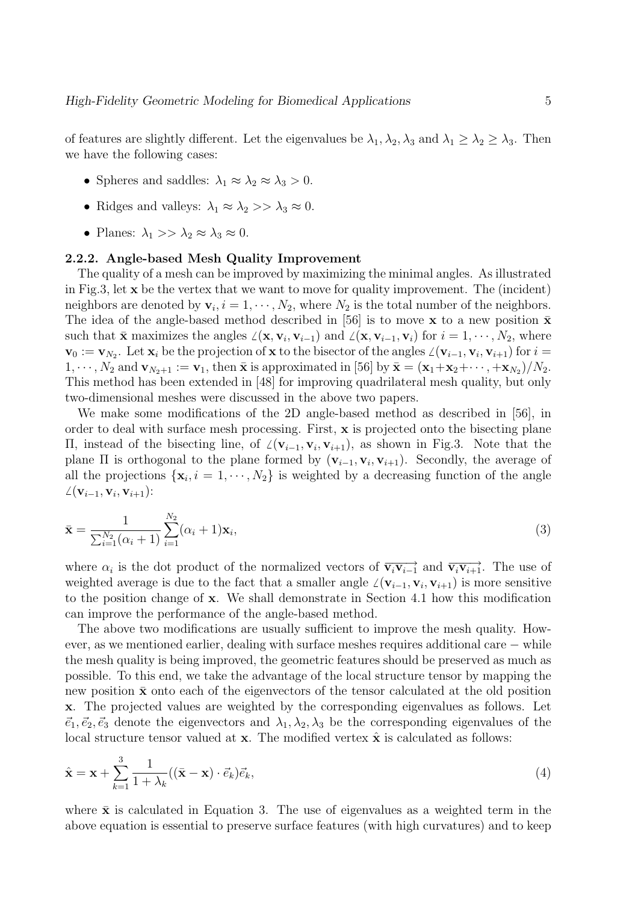of features are slightly different. Let the eigenvalues be $\lambda_1, \lambda_2, \lambda_3$ and $\lambda_1 \geq \lambda_2 \geq \lambda_3$. Then we have the following cases:

- Spheres and saddles: $\lambda_1 \approx \lambda_2 \approx \lambda_3 > 0$.
- Ridges and valleys: $\lambda_1 \approx \lambda_2 >> \lambda_3 \approx 0$.
- Planes: $\lambda_1 >> \lambda_2 \approx \lambda_3 \approx 0$.

### 2.2.2. Angle-based Mesh Quality Improvement

The quality of a mesh can be improved by maximizing the minimal angles. As illustrated in Fig.3, let $\mathbf{x}$ be the vertex that we want to move for quality improvement. The (incident) neighbors are denoted by $\mathbf{v}_i, i = 1, \cdots, N_2$, where $N_2$ is the total number of the neighbors. The idea of the angle-based method described in [56] is to move $\mathbf{x}$ to a new position $\bar{\mathbf{x}}$ such that $\bar{\mathbf{x}}$ maximizes the angles $\angle(\mathbf{x}, \mathbf{v}_i, \mathbf{v}_{i-1})$ and $\angle(\mathbf{x}, \mathbf{v}_{i-1}, \mathbf{v}_i)$ for $i = 1, \cdots, N_2$, where $\mathbf{v}_0 := \mathbf{v}_{N_2}$. Let $\mathbf{x}_i$ be the projection of $\mathbf{x}$ to the bisector of the angles $\angle(\mathbf{v}_{i-1}, \mathbf{v}_i, \mathbf{v}_{i+1})$ for $i = 1, \cdots, N_2$ and $\mathbf{v}_{N_2+1} := \mathbf{v}_1$, then $\bar{\mathbf{x}}$ is approximated in [56] by $\bar{\mathbf{x}} = (\mathbf{x}_1 + \mathbf{x}_2 + \cdots, +\mathbf{x}_{N_2})/N_2$. This method has been extended in [48] for improving quadrilateral mesh quality, but only two-dimensional meshes were discussed in the above two papers.

We make some modifications of the 2D angle-based method as described in [56], in order to deal with surface mesh processing. First, $\mathbf{x}$ is projected onto the bisecting plane $\Pi$, instead of the bisecting line, of $\angle(\mathbf{v}_{i-1}, \mathbf{v}_i, \mathbf{v}_{i+1})$, as shown in Fig.3. Note that the plane $\Pi$ is orthogonal to the plane formed by $(\mathbf{v}_{i-1}, \mathbf{v}_i, \mathbf{v}_{i+1})$. Secondly, the average of all the projections $\{\mathbf{x}_i, i = 1, \cdots, N_2\}$ is weighted by a decreasing function of the angle $\angle(\mathbf{v}_{i-1}, \mathbf{v}_i, \mathbf{v}_{i+1})$:

$$\bar{\mathbf{x}} = \frac{1}{\sum_{i=1}^{N_2}(\alpha_i + 1)} \sum_{i=1}^{N_2} (\alpha_i + 1)\mathbf{x}_i, \tag{3}$$

where $\alpha_i$ is the dot product of the normalized vectors of $\overrightarrow{\mathbf{v}_i\mathbf{v}_{i-1}}$ and $\overrightarrow{\mathbf{v}_i\mathbf{v}_{i+1}}$. The use of weighted average is due to the fact that a smaller angle $\angle(\mathbf{v}_{i-1}, \mathbf{v}_i, \mathbf{v}_{i+1})$ is more sensitive to the position change of $\mathbf{x}$. We shall demonstrate in Section 4.1 how this modification can improve the performance of the angle-based method.

The above two modifications are usually sufficient to improve the mesh quality. However, as we mentioned earlier, dealing with surface meshes requires additional care $-$ while the mesh quality is being improved, the geometric features should be preserved as much as possible. To this end, we take the advantage of the local structure tensor by mapping the new position $\bar{\mathbf{x}}$ onto each of the eigenvectors of the tensor calculated at the old position $\mathbf{x}$. The projected values are weighted by the corresponding eigenvalues as follows. Let $\vec{e}_1, \vec{e}_2, \vec{e}_3$ denote the eigenvectors and $\lambda_1, \lambda_2, \lambda_3$ be the corresponding eigenvalues of the local structure tensor valued at $\mathbf{x}$. The modified vertex $\hat{\mathbf{x}}$ is calculated as follows:

$$\hat{\mathbf{x}} = \mathbf{x} + \sum_{k=1}^{3} \frac{1}{1 + \lambda_k} ((\bar{\mathbf{x}} - \mathbf{x}) \cdot \vec{e}_k)\vec{e}_k, \tag{4}$$

where $\bar{\mathbf{x}}$ is calculated in Equation 3. The use of eigenvalues as a weighted term in the above equation is essential to preserve surface features (with high curvatures) and to keep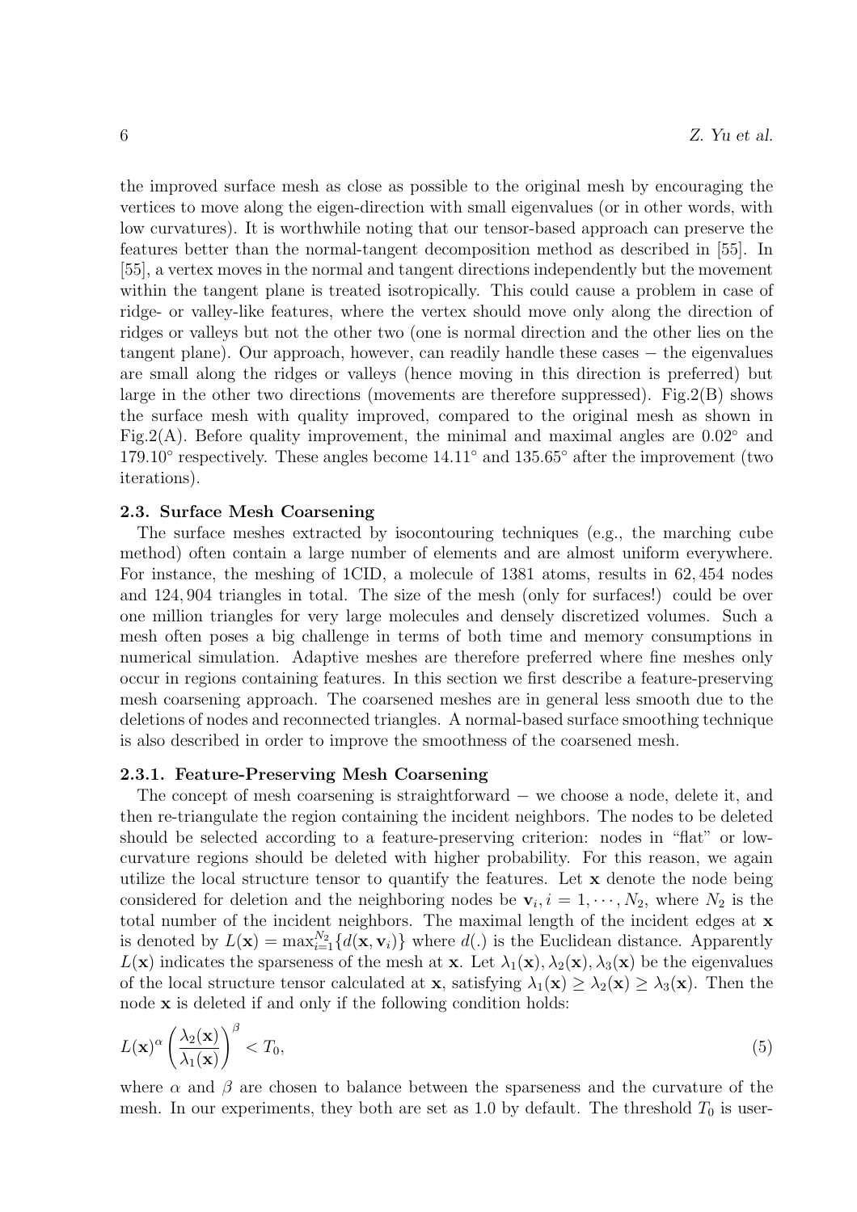the improved surface mesh as close as possible to the original mesh by encouraging the vertices to move along the eigen-direction with small eigenvalues (or in other words, with low curvatures). It is worthwhile noting that our tensor-based approach can preserve the features better than the normal-tangent decomposition method as described in [55]. In [55], a vertex moves in the normal and tangent directions independently but the movement within the tangent plane is treated isotropically. This could cause a problem in case of ridge- or valley-like features, where the vertex should move only along the direction of ridges or valleys but not the other two (one is normal direction and the other lies on the tangent plane). Our approach, however, can readily handle these cases − the eigenvalues are small along the ridges or valleys (hence moving in this direction is preferred) but large in the other two directions (movements are therefore suppressed). Fig.2(B) shows the surface mesh with quality improved, compared to the original mesh as shown in Fig.2(A). Before quality improvement, the minimal and maximal angles are $0.02^\circ$ and $179.10^\circ$ respectively. These angles become $14.11^\circ$ and $135.65^\circ$ after the improvement (two iterations).

### 2.3. Surface Mesh Coarsening

The surface meshes extracted by isocontouring techniques (e.g., the marching cube method) often contain a large number of elements and are almost uniform everywhere. For instance, the meshing of 1CID, a molecule of 1381 atoms, results in 62,454 nodes and 124,904 triangles in total. The size of the mesh (only for surfaces!) could be over one million triangles for very large molecules and densely discretized volumes. Such a mesh often poses a big challenge in terms of both time and memory consumptions in numerical simulation. Adaptive meshes are therefore preferred where fine meshes only occur in regions containing features. In this section we first describe a feature-preserving mesh coarsening approach. The coarsened meshes are in general less smooth due to the deletions of nodes and reconnected triangles. A normal-based surface smoothing technique is also described in order to improve the smoothness of the coarsened mesh.

#### 2.3.1. Feature-Preserving Mesh Coarsening

The concept of mesh coarsening is straightforward − we choose a node, delete it, and then re-triangulate the region containing the incident neighbors. The nodes to be deleted should be selected according to a feature-preserving criterion: nodes in "flat" or low-curvature regions should be deleted with higher probability. For this reason, we again utilize the local structure tensor to quantify the features. Let $\mathbf{x}$ denote the node being considered for deletion and the neighboring nodes be $\mathbf{v}_i, i = 1, \cdots, N_2$, where $N_2$ is the total number of the incident neighbors. The maximal length of the incident edges at $\mathbf{x}$ is denoted by $L(\mathbf{x}) = \max_{i=1}^{N_2}\{d(\mathbf{x}, \mathbf{v}_i)\}$ where $d(.)$ is the Euclidean distance. Apparently $L(\mathbf{x})$ indicates the sparseness of the mesh at $\mathbf{x}$. Let $\lambda_1(\mathbf{x}), \lambda_2(\mathbf{x}), \lambda_3(\mathbf{x})$ be the eigenvalues of the local structure tensor calculated at $\mathbf{x}$, satisfying $\lambda_1(\mathbf{x}) \geq \lambda_2(\mathbf{x}) \geq \lambda_3(\mathbf{x})$. Then the node $\mathbf{x}$ is deleted if and only if the following condition holds:

$$L(\mathbf{x})^\alpha \left(\frac{\lambda_2(\mathbf{x})}{\lambda_1(\mathbf{x})}\right)^\beta < T_0, \tag{5}$$

where $\alpha$ and $\beta$ are chosen to balance between the sparseness and the curvature of the mesh. In our experiments, they both are set as 1.0 by default. The threshold $T_0$ is user-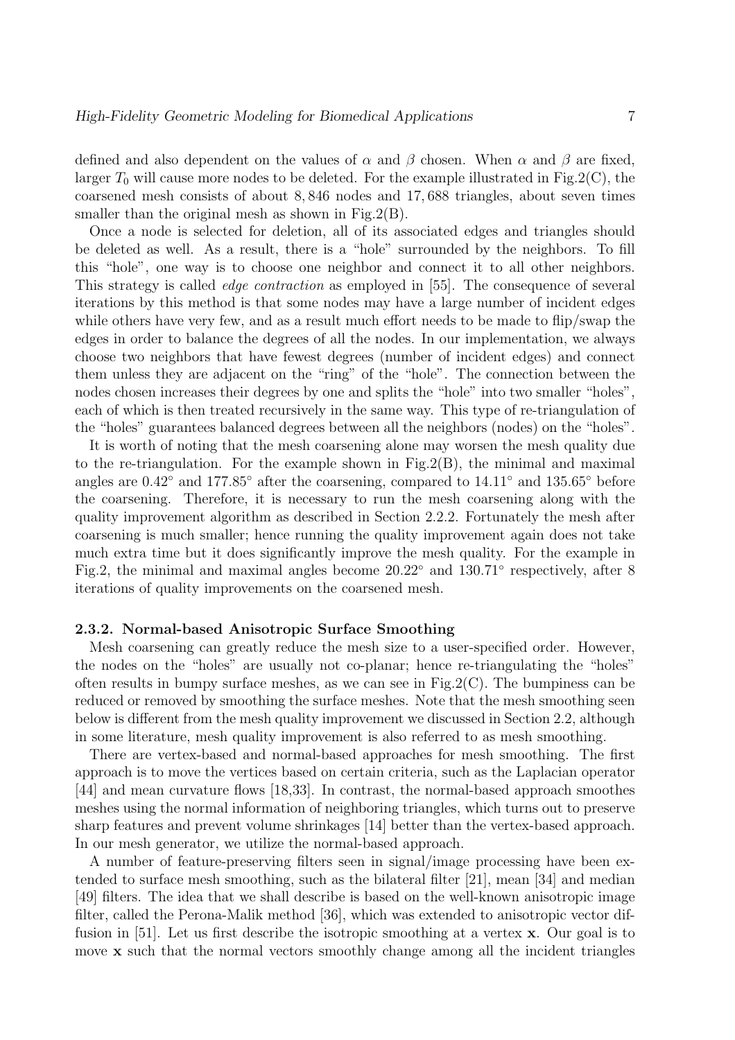defined and also dependent on the values of $\alpha$ and $\beta$ chosen. When $\alpha$ and $\beta$ are fixed, larger $T_0$ will cause more nodes to be deleted. For the example illustrated in Fig.2(C), the coarsened mesh consists of about 8,846 nodes and 17,688 triangles, about seven times smaller than the original mesh as shown in Fig.2(B).

Once a node is selected for deletion, all of its associated edges and triangles should be deleted as well. As a result, there is a "hole" surrounded by the neighbors. To fill this "hole", one way is to choose one neighbor and connect it to all other neighbors. This strategy is called *edge contraction* as employed in [55]. The consequence of several iterations by this method is that some nodes may have a large number of incident edges while others have very few, and as a result much effort needs to be made to flip/swap the edges in order to balance the degrees of all the nodes. In our implementation, we always choose two neighbors that have fewest degrees (number of incident edges) and connect them unless they are adjacent on the "ring" of the "hole". The connection between the nodes chosen increases their degrees by one and splits the "hole" into two smaller "holes", each of which is then treated recursively in the same way. This type of re-triangulation of the "holes" guarantees balanced degrees between all the neighbors (nodes) on the "holes".

It is worth of noting that the mesh coarsening alone may worsen the mesh quality due to the re-triangulation. For the example shown in Fig.2(B), the minimal and maximal angles are $0.42^\circ$ and $177.85^\circ$ after the coarsening, compared to $14.11^\circ$ and $135.65^\circ$ before the coarsening. Therefore, it is necessary to run the mesh coarsening along with the quality improvement algorithm as described in Section 2.2.2. Fortunately the mesh after coarsening is much smaller; hence running the quality improvement again does not take much extra time but it does significantly improve the mesh quality. For the example in Fig.2, the minimal and maximal angles become $20.22^\circ$ and $130.71^\circ$ respectively, after 8 iterations of quality improvements on the coarsened mesh.

### 2.3.2. Normal-based Anisotropic Surface Smoothing

Mesh coarsening can greatly reduce the mesh size to a user-specified order. However, the nodes on the "holes" are usually not co-planar; hence re-triangulating the "holes" often results in bumpy surface meshes, as we can see in Fig.2(C). The bumpiness can be reduced or removed by smoothing the surface meshes. Note that the mesh smoothing seen below is different from the mesh quality improvement we discussed in Section 2.2, although in some literature, mesh quality improvement is also referred to as mesh smoothing.

There are vertex-based and normal-based approaches for mesh smoothing. The first approach is to move the vertices based on certain criteria, such as the Laplacian operator [44] and mean curvature flows [18,33]. In contrast, the normal-based approach smoothes meshes using the normal information of neighboring triangles, which turns out to preserve sharp features and prevent volume shrinkages [14] better than the vertex-based approach. In our mesh generator, we utilize the normal-based approach.

A number of feature-preserving filters seen in signal/image processing have been extended to surface mesh smoothing, such as the bilateral filter [21], mean [34] and median [49] filters. The idea that we shall describe is based on the well-known anisotropic image filter, called the Perona-Malik method [36], which was extended to anisotropic vector diffusion in [51]. Let us first describe the isotropic smoothing at a vertex $\mathbf{x}$. Our goal is to move $\mathbf{x}$ such that the normal vectors smoothly change among all the incident triangles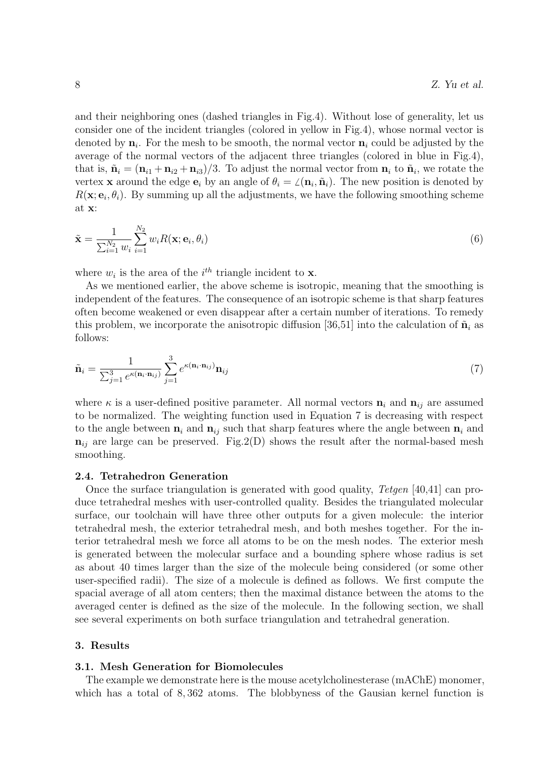and their neighboring ones (dashed triangles in Fig.4). Without lose of generality, let us consider one of the incident triangles (colored in yellow in Fig.4), whose normal vector is denoted by $\mathbf{n}_i$. For the mesh to be smooth, the normal vector $\mathbf{n}_i$ could be adjusted by the average of the normal vectors of the adjacent three triangles (colored in blue in Fig.4), that is, $\tilde{\mathbf{n}}_i = (\mathbf{n}_{i1} + \mathbf{n}_{i2} + \mathbf{n}_{i3})/3$. To adjust the normal vector from $\mathbf{n}_i$ to $\tilde{\mathbf{n}}_i$, we rotate the vertex $\mathbf{x}$ around the edge $\mathbf{e}_i$ by an angle of $\theta_i = \angle(\mathbf{n}_i, \tilde{\mathbf{n}}_i)$. The new position is denoted by $R(\mathbf{x}; \mathbf{e}_i, \theta_i)$. By summing up all the adjustments, we have the following smoothing scheme at $\mathbf{x}$:

$$\tilde{\mathbf{x}} = \frac{1}{\sum_{i=1}^{N_2} w_i} \sum_{i=1}^{N_2} w_i R(\mathbf{x}; \mathbf{e}_i, \theta_i) \tag{6}$$

where $w_i$ is the area of the $i^{th}$ triangle incident to $\mathbf{x}$.

As we mentioned earlier, the above scheme is isotropic, meaning that the smoothing is independent of the features. The consequence of an isotropic scheme is that sharp features often become weakened or even disappear after a certain number of iterations. To remedy this problem, we incorporate the anisotropic diffusion [36,51] into the calculation of $\tilde{\mathbf{n}}_i$ as follows:

$$\tilde{\mathbf{n}}_i = \frac{1}{\sum_{j=1}^{3} e^{\kappa(\mathbf{n}_i \cdot \mathbf{n}_{ij})}} \sum_{j=1}^{3} e^{\kappa(\mathbf{n}_i \cdot \mathbf{n}_{ij})} \mathbf{n}_{ij} \tag{7}$$

where $\kappa$ is a user-defined positive parameter. All normal vectors $\mathbf{n}_i$ and $\mathbf{n}_{ij}$ are assumed to be normalized. The weighting function used in Equation 7 is decreasing with respect to the angle between $\mathbf{n}_i$ and $\mathbf{n}_{ij}$ such that sharp features where the angle between $\mathbf{n}_i$ and $\mathbf{n}_{ij}$ are large can be preserved. Fig.2(D) shows the result after the normal-based mesh smoothing.

### 2.4. Tetrahedron Generation

Once the surface triangulation is generated with good quality, *Tetgen* [40,41] can produce tetrahedral meshes with user-controlled quality. Besides the triangulated molecular surface, our toolchain will have three other outputs for a given molecule: the interior tetrahedral mesh, the exterior tetrahedral mesh, and both meshes together. For the interior tetrahedral mesh we force all atoms to be on the mesh nodes. The exterior mesh is generated between the molecular surface and a bounding sphere whose radius is set as about 40 times larger than the size of the molecule being considered (or some other user-specified radii). The size of a molecule is defined as follows. We first compute the spacial average of all atom centers; then the maximal distance between the atoms to the averaged center is defined as the size of the molecule. In the following section, we shall see several experiments on both surface triangulation and tetrahedral generation.

## 3. Results

### 3.1. Mesh Generation for Biomolecules

The example we demonstrate here is the mouse acetylcholinesterase (mAChE) monomer, which has a total of 8,362 atoms. The blobbyness of the Gausian kernel function is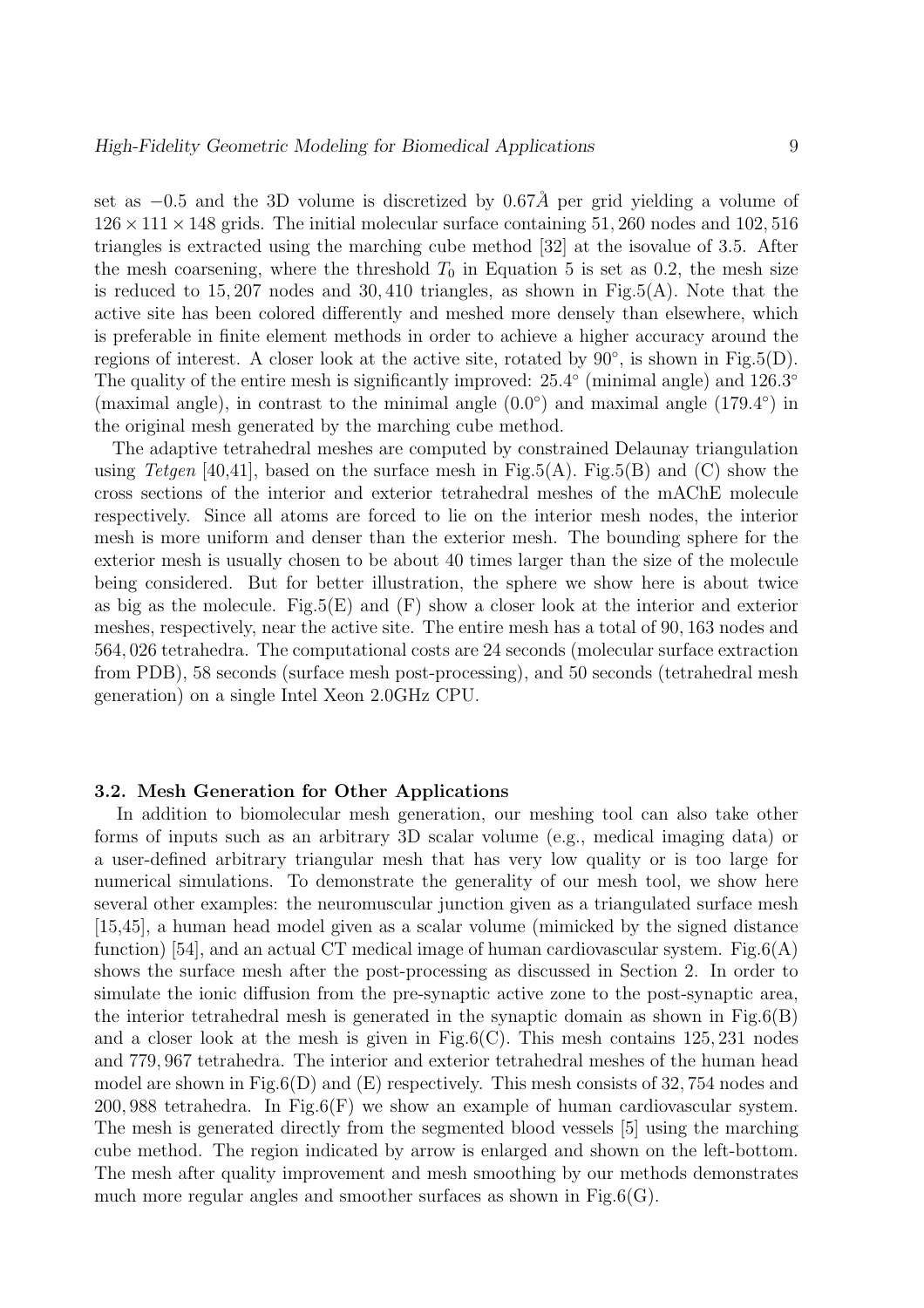set as $-0.5$ and the 3D volume is discretized by $0.67\AA$ per grid yielding a volume of $126 \times 111 \times 148$ grids. The initial molecular surface containing 51,260 nodes and 102,516 triangles is extracted using the marching cube method [32] at the isovalue of 3.5. After the mesh coarsening, where the threshold $T_0$ in Equation 5 is set as 0.2, the mesh size is reduced to 15,207 nodes and 30,410 triangles, as shown in Fig.5(A). Note that the active site has been colored differently and meshed more densely than elsewhere, which is preferable in finite element methods in order to achieve a higher accuracy around the regions of interest. A closer look at the active site, rotated by $90^\circ$, is shown in Fig.5(D). The quality of the entire mesh is significantly improved: $25.4^\circ$ (minimal angle) and $126.3^\circ$ (maximal angle), in contrast to the minimal angle ($0.0^\circ$) and maximal angle ($179.4^\circ$) in the original mesh generated by the marching cube method.

The adaptive tetrahedral meshes are computed by constrained Delaunay triangulation using *Tetgen* [40,41], based on the surface mesh in Fig.5(A). Fig.5(B) and (C) show the cross sections of the interior and exterior tetrahedral meshes of the mAChE molecule respectively. Since all atoms are forced to lie on the interior mesh nodes, the interior mesh is more uniform and denser than the exterior mesh. The bounding sphere for the exterior mesh is usually chosen to be about 40 times larger than the size of the molecule being considered. But for better illustration, the sphere we show here is about twice as big as the molecule. Fig.5(E) and (F) show a closer look at the interior and exterior meshes, respectively, near the active site. The entire mesh has a total of 90,163 nodes and 564,026 tetrahedra. The computational costs are 24 seconds (molecular surface extraction from PDB), 58 seconds (surface mesh post-processing), and 50 seconds (tetrahedral mesh generation) on a single Intel Xeon 2.0GHz CPU.

### 3.2. Mesh Generation for Other Applications

In addition to biomolecular mesh generation, our meshing tool can also take other forms of inputs such as an arbitrary 3D scalar volume (e.g., medical imaging data) or a user-defined arbitrary triangular mesh that has very low quality or is too large for numerical simulations. To demonstrate the generality of our mesh tool, we show here several other examples: the neuromuscular junction given as a triangulated surface mesh [15,45], a human head model given as a scalar volume (mimicked by the signed distance function) [54], and an actual CT medical image of human cardiovascular system. Fig.6(A) shows the surface mesh after the post-processing as discussed in Section 2. In order to simulate the ionic diffusion from the pre-synaptic active zone to the post-synaptic area, the interior tetrahedral mesh is generated in the synaptic domain as shown in Fig.6(B) and a closer look at the mesh is given in Fig.6(C). This mesh contains 125,231 nodes and 779,967 tetrahedra. The interior and exterior tetrahedral meshes of the human head model are shown in Fig.6(D) and (E) respectively. This mesh consists of 32,754 nodes and 200,988 tetrahedra. In Fig.6(F) we show an example of human cardiovascular system. The mesh is generated directly from the segmented blood vessels [5] using the marching cube method. The region indicated by arrow is enlarged and shown on the left-bottom. The mesh after quality improvement and mesh smoothing by our methods demonstrates much more regular angles and smoother surfaces as shown in Fig.6(G).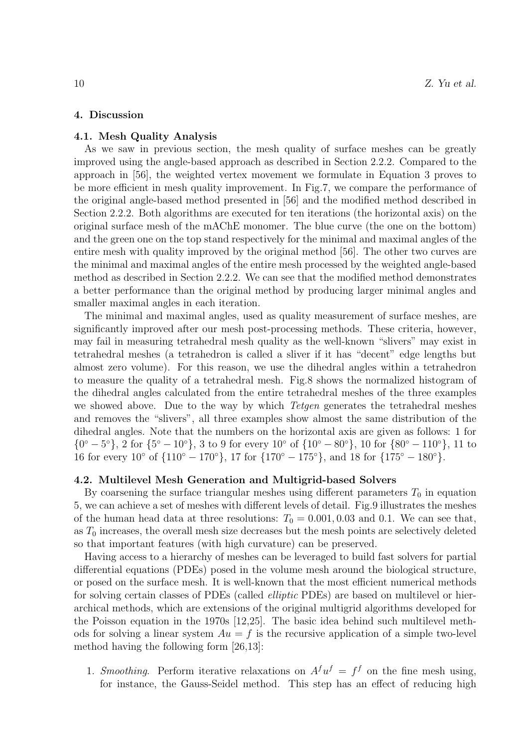## 4. Discussion

### 4.1. Mesh Quality Analysis

As we saw in previous section, the mesh quality of surface meshes can be greatly improved using the angle-based approach as described in Section 2.2.2. Compared to the approach in [56], the weighted vertex movement we formulate in Equation 3 proves to be more efficient in mesh quality improvement. In Fig.7, we compare the performance of the original angle-based method presented in [56] and the modified method described in Section 2.2.2. Both algorithms are executed for ten iterations (the horizontal axis) on the original surface mesh of the mAChE monomer. The blue curve (the one on the bottom) and the green one on the top stand respectively for the minimal and maximal angles of the entire mesh with quality improved by the original method [56]. The other two curves are the minimal and maximal angles of the entire mesh processed by the weighted angle-based method as described in Section 2.2.2. We can see that the modified method demonstrates a better performance than the original method by producing larger minimal angles and smaller maximal angles in each iteration.

The minimal and maximal angles, used as quality measurement of surface meshes, are significantly improved after our mesh post-processing methods. These criteria, however, may fail in measuring tetrahedral mesh quality as the well-known "slivers" may exist in tetrahedral meshes (a tetrahedron is called a sliver if it has "decent" edge lengths but almost zero volume). For this reason, we use the dihedral angles within a tetrahedron to measure the quality of a tetrahedral mesh. Fig.8 shows the normalized histogram of the dihedral angles calculated from the entire tetrahedral meshes of the three examples we showed above. Due to the way by which *Tetgen* generates the tetrahedral meshes and removes the "slivers", all three examples show almost the same distribution of the dihedral angles. Note that the numbers on the horizontal axis are given as follows: 1 for $\{0^\circ - 5^\circ\}$, 2 for $\{5^\circ - 10^\circ\}$, 3 to 9 for every $10^\circ$ of $\{10^\circ - 80^\circ\}$, 10 for $\{80^\circ - 110^\circ\}$, 11 to 16 for every $10^\circ$ of $\{110^\circ - 170^\circ\}$, 17 for $\{170^\circ - 175^\circ\}$, and 18 for $\{175^\circ - 180^\circ\}$.

### 4.2. Multilevel Mesh Generation and Multigrid-based Solvers

By coarsening the surface triangular meshes using different parameters $T_0$ in equation 5, we can achieve a set of meshes with different levels of detail. Fig.9 illustrates the meshes of the human head data at three resolutions: $T_0 = 0.001, 0.03$ and $0.1$. We can see that, as $T_0$ increases, the overall mesh size decreases but the mesh points are selectively deleted so that important features (with high curvature) can be preserved.

Having access to a hierarchy of meshes can be leveraged to build fast solvers for partial differential equations (PDEs) posed in the volume mesh around the biological structure, or posed on the surface mesh. It is well-known that the most efficient numerical methods for solving certain classes of PDEs (called *elliptic* PDEs) are based on multilevel or hierarchical methods, which are extensions of the original multigrid algorithms developed for the Poisson equation in the 1970s [12,25]. The basic idea behind such multilevel methods for solving a linear system $Au = f$ is the recursive application of a simple two-level method having the following form [26,13]:

1. *Smoothing*. Perform iterative relaxations on $A^f u^f = f^f$ on the fine mesh using, for instance, the Gauss-Seidel method. This step has an effect of reducing high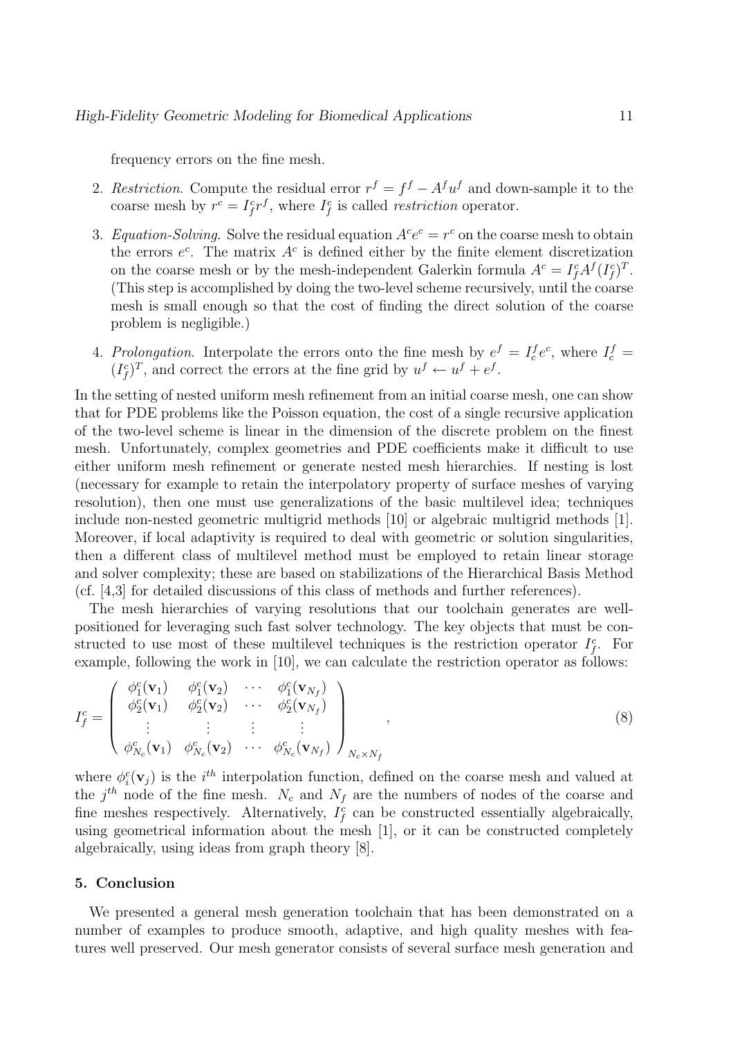frequency errors on the fine mesh.

2. *Restriction*. Compute the residual error $r^f = f^f - A^f u^f$ and down-sample it to the coarse mesh by $r^c = I_f^c r^f$, where $I_f^c$ is called *restriction* operator.
3. *Equation-Solving*. Solve the residual equation $A^c e^c = r^c$ on the coarse mesh to obtain the errors $e^c$. The matrix $A^c$ is defined either by the finite element discretization on the coarse mesh or by the mesh-independent Galerkin formula $A^c = I_f^c A^f (I_f^c)^T$. (This step is accomplished by doing the two-level scheme recursively, until the coarse mesh is small enough so that the cost of finding the direct solution of the coarse problem is negligible.)
4. *Prolongation*. Interpolate the errors onto the fine mesh by $e^f = I_c^f e^c$, where $I_c^f = (I_f^c)^T$, and correct the errors at the fine grid by $u^f \leftarrow u^f + e^f$.

In the setting of nested uniform mesh refinement from an initial coarse mesh, one can show that for PDE problems like the Poisson equation, the cost of a single recursive application of the two-level scheme is linear in the dimension of the discrete problem on the finest mesh. Unfortunately, complex geometries and PDE coefficients make it difficult to use either uniform mesh refinement or generate nested mesh hierarchies. If nesting is lost (necessary for example to retain the interpolatory property of surface meshes of varying resolution), then one must use generalizations of the basic multilevel idea; techniques include non-nested geometric multigrid methods [10] or algebraic multigrid methods [1]. Moreover, if local adaptivity is required to deal with geometric or solution singularities, then a different class of multilevel method must be employed to retain linear storage and solver complexity; these are based on stabilizations of the Hierarchical Basis Method (cf. [4,3] for detailed discussions of this class of methods and further references).

The mesh hierarchies of varying resolutions that our toolchain generates are well-positioned for leveraging such fast solver technology. The key objects that must be constructed to use most of these multilevel techniques is the restriction operator $I_f^c$. For example, following the work in [10], we can calculate the restriction operator as follows:

$$I_f^c = \begin{pmatrix} \phi_1^c(\mathbf{v}_1) & \phi_1^c(\mathbf{v}_2) & \cdots & \phi_1^c(\mathbf{v}_{N_f}) \\ \phi_2^c(\mathbf{v}_1) & \phi_2^c(\mathbf{v}_2) & \cdots & \phi_2^c(\mathbf{v}_{N_f}) \\ \vdots & \vdots & \vdots & \vdots \\ \phi_{N_c}^c(\mathbf{v}_1) & \phi_{N_c}^c(\mathbf{v}_2) & \cdots & \phi_{N_c}^c(\mathbf{v}_{N_f}) \end{pmatrix}_{N_c \times N_f}, \tag{8}$$

where $\phi_i^c(\mathbf{v}_j)$ is the $i^{th}$ interpolation function, defined on the coarse mesh and valued at the $j^{th}$ node of the fine mesh. $N_c$ and $N_f$ are the numbers of nodes of the coarse and fine meshes respectively. Alternatively, $I_f^c$ can be constructed essentially algebraically, using geometrical information about the mesh [1], or it can be constructed completely algebraically, using ideas from graph theory [8].

## 5. Conclusion

We presented a general mesh generation toolchain that has been demonstrated on a number of examples to produce smooth, adaptive, and high quality meshes with features well preserved. Our mesh generator consists of several surface mesh generation and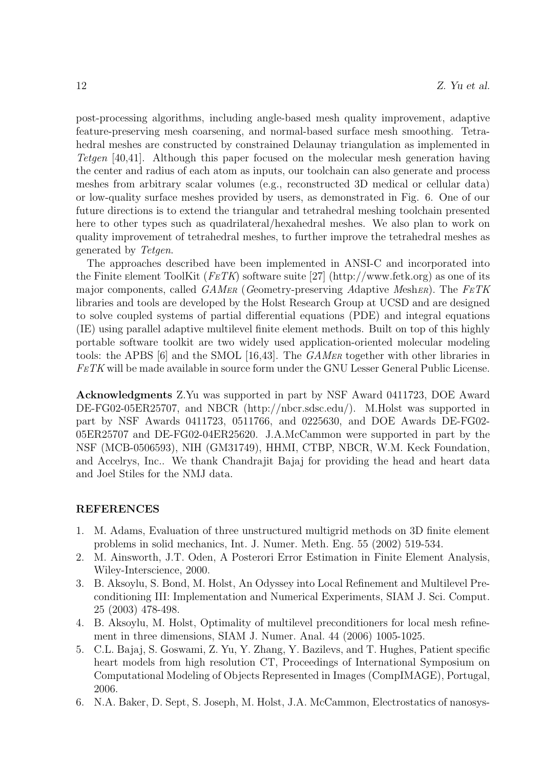post-processing algorithms, including angle-based mesh quality improvement, adaptive feature-preserving mesh coarsening, and normal-based surface mesh smoothing. Tetrahedral meshes are constructed by constrained Delaunay triangulation as implemented in *Tetgen* [40,41]. Although this paper focused on the molecular mesh generation having the center and radius of each atom as inputs, our toolchain can also generate and process meshes from arbitrary scalar volumes (e.g., reconstructed 3D medical or cellular data) or low-quality surface meshes provided by users, as demonstrated in Fig. 6. One of our future directions is to extend the triangular and tetrahedral meshing toolchain presented here to other types such as quadrilateral/hexahedral meshes. We also plan to work on quality improvement of tetrahedral meshes, to further improve the tetrahedral meshes as generated by *Tetgen*.

The approaches described have been implemented in ANSI-C and incorporated into the Finite Element ToolKit (*FeTK*) software suite [27] (http://www.fetk.org) as one of its major components, called *GAMer* (*G*eometry-preserving *A*daptive *M*esh*er*). The *FeTK* libraries and tools are developed by the Holst Research Group at UCSD and are designed to solve coupled systems of partial differential equations (PDE) and integral equations (IE) using parallel adaptive multilevel finite element methods. Built on top of this highly portable software toolkit are two widely used application-oriented molecular modeling tools: the APBS [6] and the SMOL [16,43]. The *GAMer* together with other libraries in *FeTK* will be made available in source form under the GNU Lesser General Public License.

**Acknowledgments** Z.Yu was supported in part by NSF Award 0411723, DOE Award DE-FG02-05ER25707, and NBCR (http://nbcr.sdsc.edu/). M.Holst was supported in part by NSF Awards 0411723, 0511766, and 0225630, and DOE Awards DE-FG02-05ER25707 and DE-FG02-04ER25620. J.A.McCammon were supported in part by the NSF (MCB-0506593), NIH (GM31749), HHMI, CTBP, NBCR, W.M. Keck Foundation, and Accelrys, Inc.. We thank Chandrajit Bajaj for providing the head and heart data and Joel Stiles for the NMJ data.

## REFERENCES

1. M. Adams, Evaluation of three unstructured multigrid methods on 3D finite element problems in solid mechanics, Int. J. Numer. Meth. Eng. 55 (2002) 519-534.
2. M. Ainsworth, J.T. Oden, A Posterori Error Estimation in Finite Element Analysis, Wiley-Interscience, 2000.
3. B. Aksoylu, S. Bond, M. Holst, An Odyssey into Local Refinement and Multilevel Preconditioning III: Implementation and Numerical Experiments, SIAM J. Sci. Comput. 25 (2003) 478-498.
4. B. Aksoylu, M. Holst, Optimality of multilevel preconditioners for local mesh refinement in three dimensions, SIAM J. Numer. Anal. 44 (2006) 1005-1025.
5. C.L. Bajaj, S. Goswami, Z. Yu, Y. Zhang, Y. Bazilevs, and T. Hughes, Patient specific heart models from high resolution CT, Proceedings of International Symposium on Computational Modeling of Objects Represented in Images (CompIMAGE), Portugal, 2006.
6. N.A. Baker, D. Sept, S. Joseph, M. Holst, J.A. McCammon, Electrostatics of nanosys-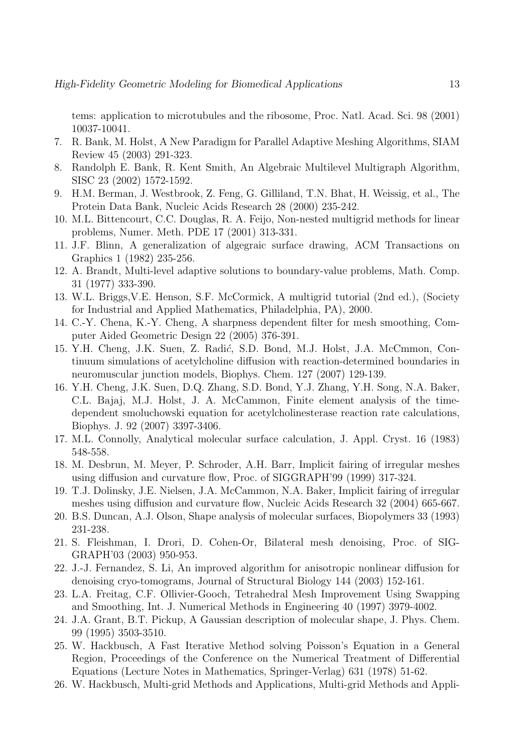tems: application to microtubules and the ribosome, Proc. Natl. Acad. Sci. 98 (2001) 10037-10041.

7. R. Bank, M. Holst, A New Paradigm for Parallel Adaptive Meshing Algorithms, SIAM Review 45 (2003) 291-323.
8. Randolph E. Bank, R. Kent Smith, An Algebraic Multilevel Multigraph Algorithm, SISC 23 (2002) 1572-1592.
9. H.M. Berman, J. Westbrook, Z. Feng, G. Gilliland, T.N. Bhat, H. Weissig, et al., The Protein Data Bank, Nucleic Acids Research 28 (2000) 235-242.
10. M.L. Bittencourt, C.C. Douglas, R. A. Feijo, Non-nested multigrid methods for linear problems, Numer. Meth. PDE 17 (2001) 313-331.
11. J.F. Blinn, A generalization of algegraic surface drawing, ACM Transactions on Graphics 1 (1982) 235-256.
12. A. Brandt, Multi-level adaptive solutions to boundary-value problems, Math. Comp. 31 (1977) 333-390.
13. W.L. Briggs,V.E. Henson, S.F. McCormick, A multigrid tutorial (2nd ed.), (Society for Industrial and Applied Mathematics, Philadelphia, PA), 2000.
14. C.-Y. Chena, K.-Y. Cheng, A sharpness dependent filter for mesh smoothing, Computer Aided Geometric Design 22 (2005) 376-391.
15. Y.H. Cheng, J.K. Suen, Z. Radić, S.D. Bond, M.J. Holst, J.A. McCmmon, Continuum simulations of acetylcholine diffusion with reaction-determined boundaries in neuromuscular junction models, Biophys. Chem. 127 (2007) 129-139.
16. Y.H. Cheng, J.K. Suen, D.Q. Zhang, S.D. Bond, Y.J. Zhang, Y.H. Song, N.A. Baker, C.L. Bajaj, M.J. Holst, J. A. McCammon, Finite element analysis of the time-dependent smoluchowski equation for acetylcholinesterase reaction rate calculations, Biophys. J. 92 (2007) 3397-3406.
17. M.L. Connolly, Analytical molecular surface calculation, J. Appl. Cryst. 16 (1983) 548-558.
18. M. Desbrun, M. Meyer, P. Schroder, A.H. Barr, Implicit fairing of irregular meshes using diffusion and curvature flow, Proc. of SIGGRAPH'99 (1999) 317-324.
19. T.J. Dolinsky, J.E. Nielsen, J.A. McCammon, N.A. Baker, Implicit fairing of irregular meshes using diffusion and curvature flow, Nucleic Acids Research 32 (2004) 665-667.
20. B.S. Duncan, A.J. Olson, Shape analysis of molecular surfaces, Biopolymers 33 (1993) 231-238.
21. S. Fleishman, I. Drori, D. Cohen-Or, Bilateral mesh denoising, Proc. of SIGGRAPH'03 (2003) 950-953.
22. J.-J. Fernandez, S. Li, An improved algorithm for anisotropic nonlinear diffusion for denoising cryo-tomograms, Journal of Structural Biology 144 (2003) 152-161.
23. L.A. Freitag, C.F. Ollivier-Gooch, Tetrahedral Mesh Improvement Using Swapping and Smoothing, Int. J. Numerical Methods in Engineering 40 (1997) 3979-4002.
24. J.A. Grant, B.T. Pickup, A Gaussian description of molecular shape, J. Phys. Chem. 99 (1995) 3503-3510.
25. W. Hackbusch, A Fast Iterative Method solving Poisson's Equation in a General Region, Proceedings of the Conference on the Numerical Treatment of Differential Equations (Lecture Notes in Mathematics, Springer-Verlag) 631 (1978) 51-62.
26. W. Hackbusch, Multi-grid Methods and Applications, Multi-grid Methods and Appli-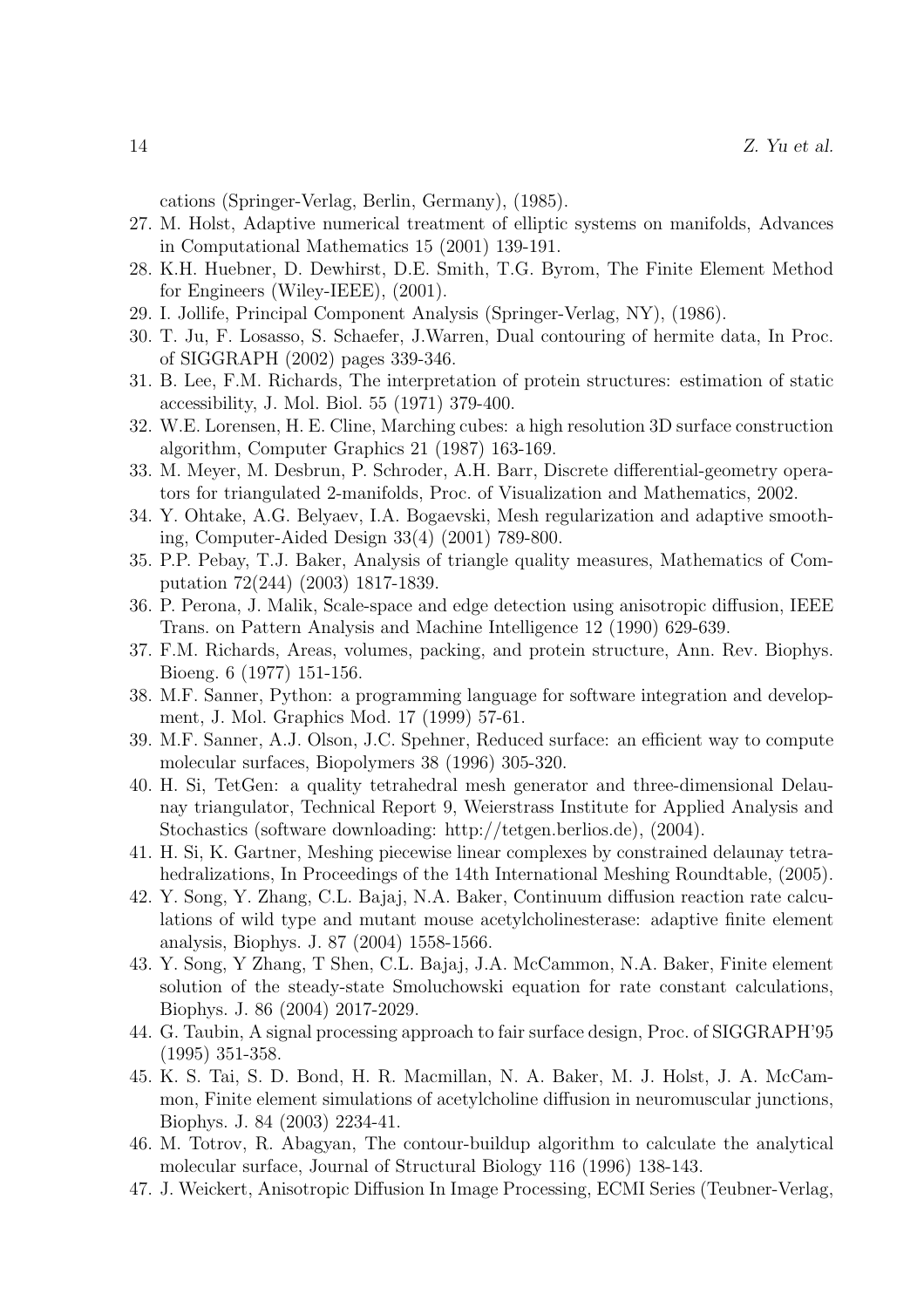cations (Springer-Verlag, Berlin, Germany), (1985).

27. M. Holst, Adaptive numerical treatment of elliptic systems on manifolds, Advances in Computational Mathematics 15 (2001) 139-191.
28. K.H. Huebner, D. Dewhirst, D.E. Smith, T.G. Byrom, The Finite Element Method for Engineers (Wiley-IEEE), (2001).
29. I. Jollife, Principal Component Analysis (Springer-Verlag, NY), (1986).
30. T. Ju, F. Losasso, S. Schaefer, J.Warren, Dual contouring of hermite data, In Proc. of SIGGRAPH (2002) pages 339-346.
31. B. Lee, F.M. Richards, The interpretation of protein structures: estimation of static accessibility, J. Mol. Biol. 55 (1971) 379-400.
32. W.E. Lorensen, H. E. Cline, Marching cubes: a high resolution 3D surface construction algorithm, Computer Graphics 21 (1987) 163-169.
33. M. Meyer, M. Desbrun, P. Schroder, A.H. Barr, Discrete differential-geometry operators for triangulated 2-manifolds, Proc. of Visualization and Mathematics, 2002.
34. Y. Ohtake, A.G. Belyaev, I.A. Bogaevski, Mesh regularization and adaptive smoothing, Computer-Aided Design 33(4) (2001) 789-800.
35. P.P. Pebay, T.J. Baker, Analysis of triangle quality measures, Mathematics of Computation 72(244) (2003) 1817-1839.
36. P. Perona, J. Malik, Scale-space and edge detection using anisotropic diffusion, IEEE Trans. on Pattern Analysis and Machine Intelligence 12 (1990) 629-639.
37. F.M. Richards, Areas, volumes, packing, and protein structure, Ann. Rev. Biophys. Bioeng. 6 (1977) 151-156.
38. M.F. Sanner, Python: a programming language for software integration and development, J. Mol. Graphics Mod. 17 (1999) 57-61.
39. M.F. Sanner, A.J. Olson, J.C. Spehner, Reduced surface: an efficient way to compute molecular surfaces, Biopolymers 38 (1996) 305-320.
40. H. Si, TetGen: a quality tetrahedral mesh generator and three-dimensional Delaunay triangulator, Technical Report 9, Weierstrass Institute for Applied Analysis and Stochastics (software downloading: http://tetgen.berlios.de), (2004).
41. H. Si, K. Gartner, Meshing piecewise linear complexes by constrained delaunay tetrahedralizations, In Proceedings of the 14th International Meshing Roundtable, (2005).
42. Y. Song, Y. Zhang, C.L. Bajaj, N.A. Baker, Continuum diffusion reaction rate calculations of wild type and mutant mouse acetylcholinesterase: adaptive finite element analysis, Biophys. J. 87 (2004) 1558-1566.
43. Y. Song, Y Zhang, T Shen, C.L. Bajaj, J.A. McCammon, N.A. Baker, Finite element solution of the steady-state Smoluchowski equation for rate constant calculations, Biophys. J. 86 (2004) 2017-2029.
44. G. Taubin, A signal processing approach to fair surface design, Proc. of SIGGRAPH'95 (1995) 351-358.
45. K. S. Tai, S. D. Bond, H. R. Macmillan, N. A. Baker, M. J. Holst, J. A. McCammon, Finite element simulations of acetylcholine diffusion in neuromuscular junctions, Biophys. J. 84 (2003) 2234-41.
46. M. Totrov, R. Abagyan, The contour-buildup algorithm to calculate the analytical molecular surface, Journal of Structural Biology 116 (1996) 138-143.
47. J. Weickert, Anisotropic Diffusion In Image Processing, ECMI Series (Teubner-Verlag,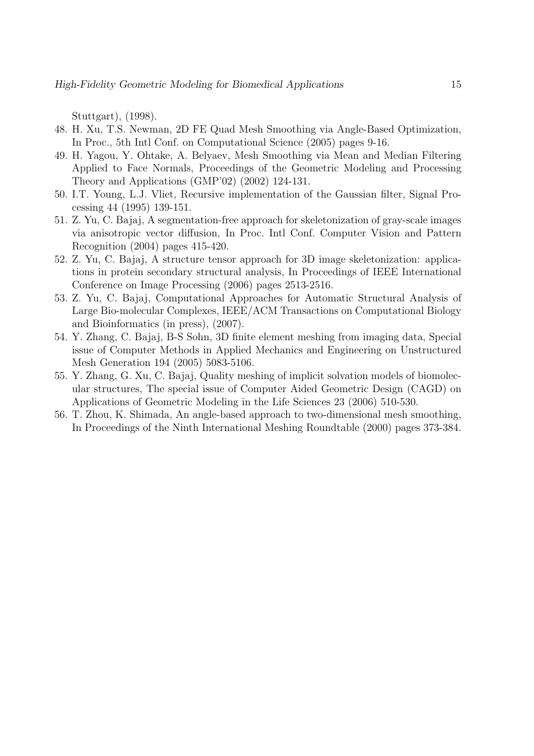Stuttgart), (1998).

48. H. Xu, T.S. Newman, 2D FE Quad Mesh Smoothing via Angle-Based Optimization, In Proc., 5th Intl Conf. on Computational Science (2005) pages 9-16.
49. H. Yagou, Y. Ohtake, A. Belyaev, Mesh Smoothing via Mean and Median Filtering Applied to Face Normals, Proceedings of the Geometric Modeling and Processing Theory and Applications (GMP'02) (2002) 124-131.
50. I.T. Young, L.J. Vliet, Recursive implementation of the Gaussian filter, Signal Processing 44 (1995) 139-151.
51. Z. Yu, C. Bajaj, A segmentation-free approach for skeletonization of gray-scale images via anisotropic vector diffusion, In Proc. Intl Conf. Computer Vision and Pattern Recognition (2004) pages 415-420.
52. Z. Yu, C. Bajaj, A structure tensor approach for 3D image skeletonization: applications in protein secondary structural analysis, In Proceedings of IEEE International Conference on Image Processing (2006) pages 2513-2516.
53. Z. Yu, C. Bajaj, Computational Approaches for Automatic Structural Analysis of Large Bio-molecular Complexes, IEEE/ACM Transactions on Computational Biology and Bioinformatics (in press), (2007).
54. Y. Zhang, C. Bajaj, B-S Sohn, 3D finite element meshing from imaging data, Special issue of Computer Methods in Applied Mechanics and Engineering on Unstructured Mesh Generation 194 (2005) 5083-5106.
55. Y. Zhang, G. Xu, C. Bajaj, Quality meshing of implicit solvation models of biomolecular structures, The special issue of Computer Aided Geometric Design (CAGD) on Applications of Geometric Modeling in the Life Sciences 23 (2006) 510-530.
56. T. Zhou, K. Shimada, An angle-based approach to two-dimensional mesh smoothing, In Proceedings of the Ninth International Meshing Roundtable (2000) pages 373-384.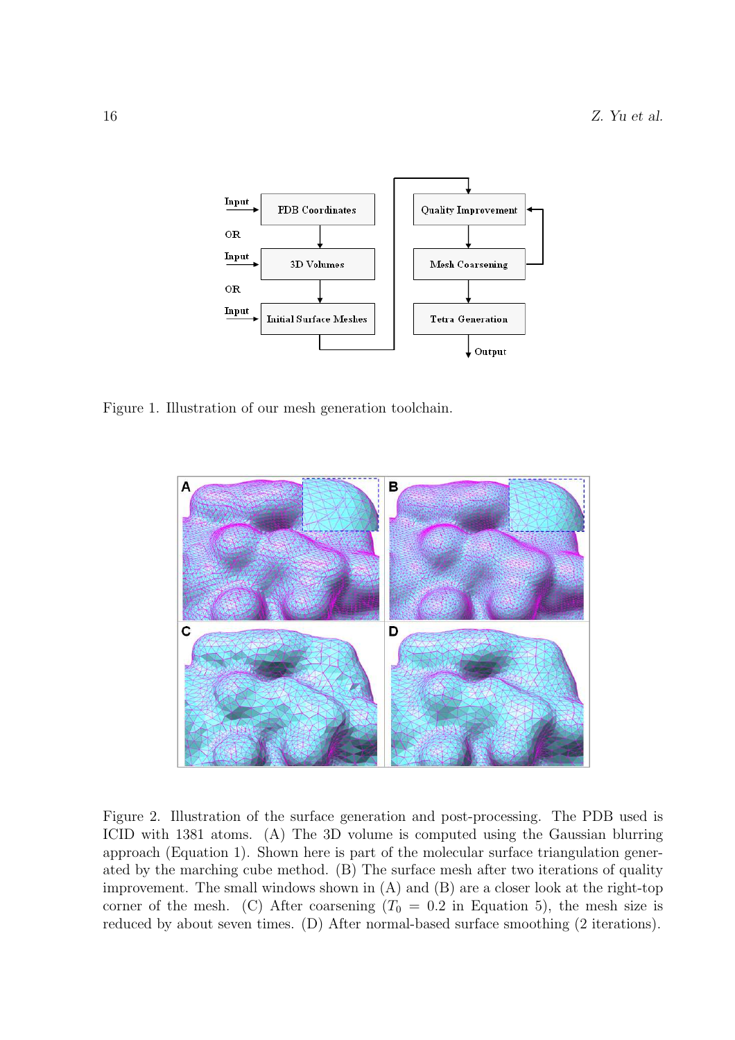Figure 1. Illustration of our mesh generation toolchain.

Figure 2. Illustration of the surface generation and post-processing. The PDB used is ICID with 1381 atoms. (A) The 3D volume is computed using the Gaussian blurring approach (Equation 1). Shown here is part of the molecular surface triangulation generated by the marching cube method. (B) The surface mesh after two iterations of quality improvement. The small windows shown in (A) and (B) are a closer look at the right-top corner of the mesh. (C) After coarsening ($T_0 = 0.2$ in Equation 5), the mesh size is reduced by about seven times. (D) After normal-based surface smoothing (2 iterations).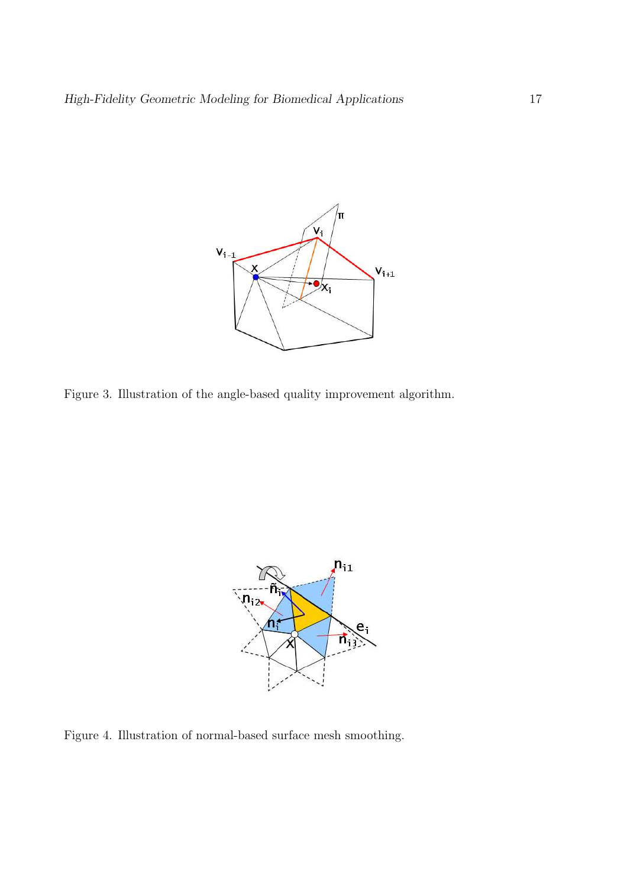Figure 3. Illustration of the angle-based quality improvement algorithm.

Figure 4. Illustration of normal-based surface mesh smoothing.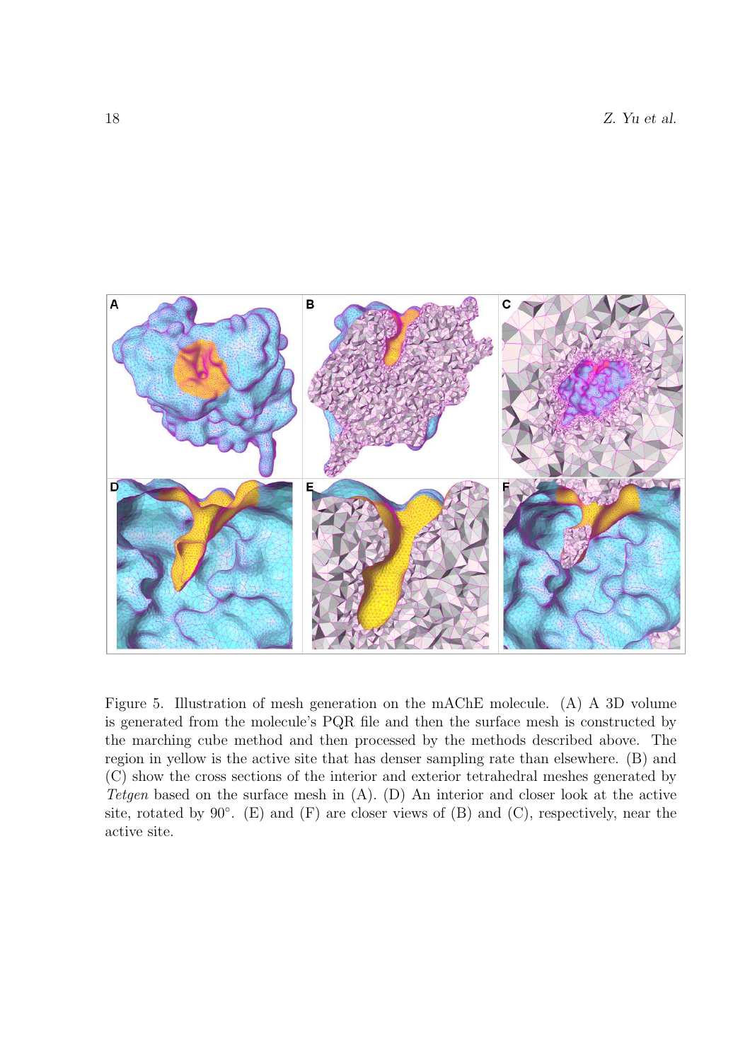Figure 5. Illustration of mesh generation on the mAChE molecule. (A) A 3D volume is generated from the molecule's PQR file and then the surface mesh is constructed by the marching cube method and then processed by the methods described above. The region in yellow is the active site that has denser sampling rate than elsewhere. (B) and (C) show the cross sections of the interior and exterior tetrahedral meshes generated by *Tetgen* based on the surface mesh in (A). (D) An interior and closer look at the active site, rotated by 90°. (E) and (F) are closer views of (B) and (C), respectively, near the active site.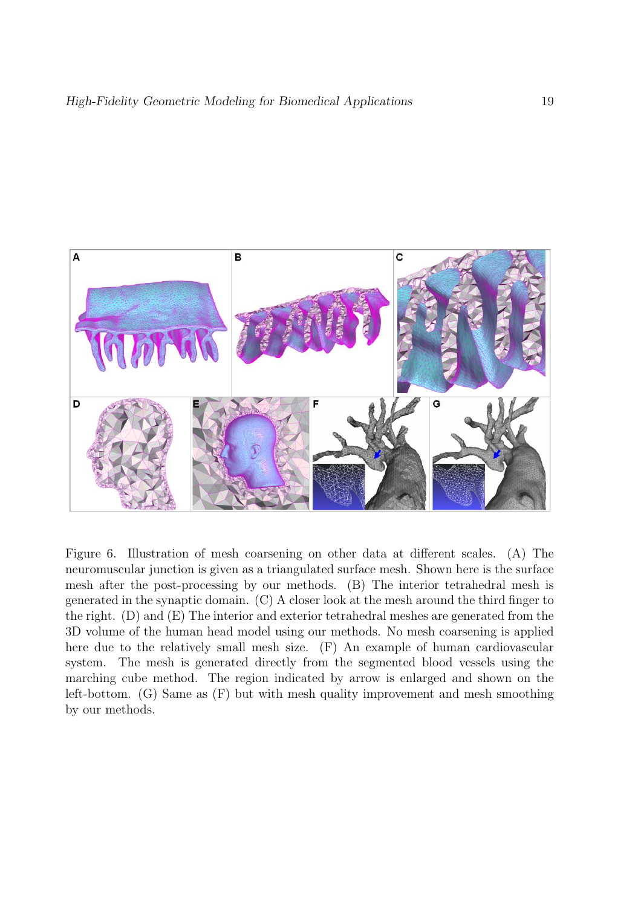Figure 6. Illustration of mesh coarsening on other data at different scales. (A) The neuromuscular junction is given as a triangulated surface mesh. Shown here is the surface mesh after the post-processing by our methods. (B) The interior tetrahedral mesh is generated in the synaptic domain. (C) A closer look at the mesh around the third finger to the right. (D) and (E) The interior and exterior tetrahedral meshes are generated from the 3D volume of the human head model using our methods. No mesh coarsening is applied here due to the relatively small mesh size. (F) An example of human cardiovascular system. The mesh is generated directly from the segmented blood vessels using the marching cube method. The region indicated by arrow is enlarged and shown on the left-bottom. (G) Same as (F) but with mesh quality improvement and mesh smoothing by our methods.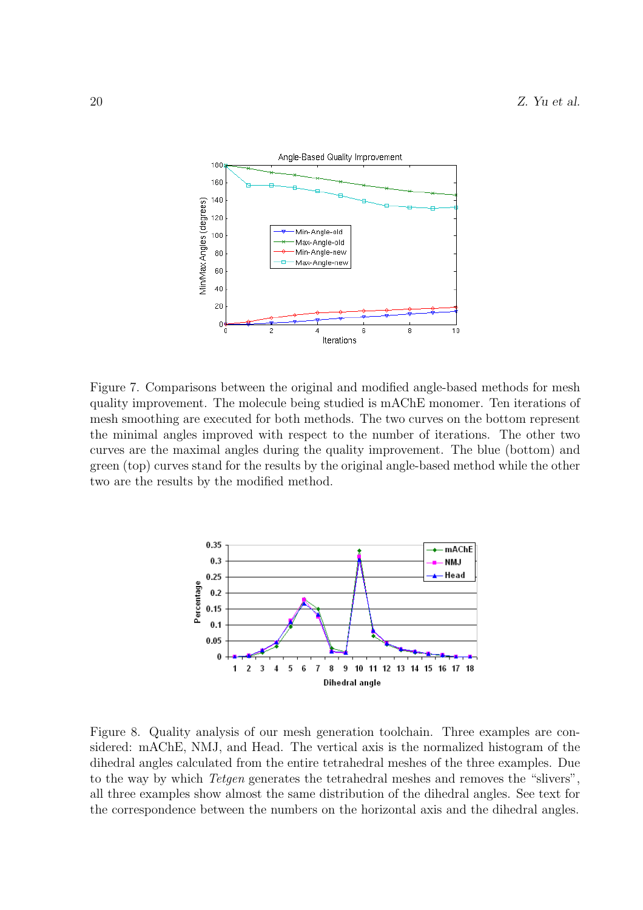Figure 7. Comparisons between the original and modified angle-based methods for mesh quality improvement. The molecule being studied is mAChE monomer. Ten iterations of mesh smoothing are executed for both methods. The two curves on the bottom represent the minimal angles improved with respect to the number of iterations. The other two curves are the maximal angles during the quality improvement. The blue (bottom) and green (top) curves stand for the results by the original angle-based method while the other two are the results by the modified method.

Figure 8. Quality analysis of our mesh generation toolchain. Three examples are considered: mAChE, NMJ, and Head. The vertical axis is the normalized histogram of the dihedral angles calculated from the entire tetrahedral meshes of the three examples. Due to the way by which *Tetgen* generates the tetrahedral meshes and removes the "slivers", all three examples show almost the same distribution of the dihedral angles. See text for the correspondence between the numbers on the horizontal axis and the dihedral angles.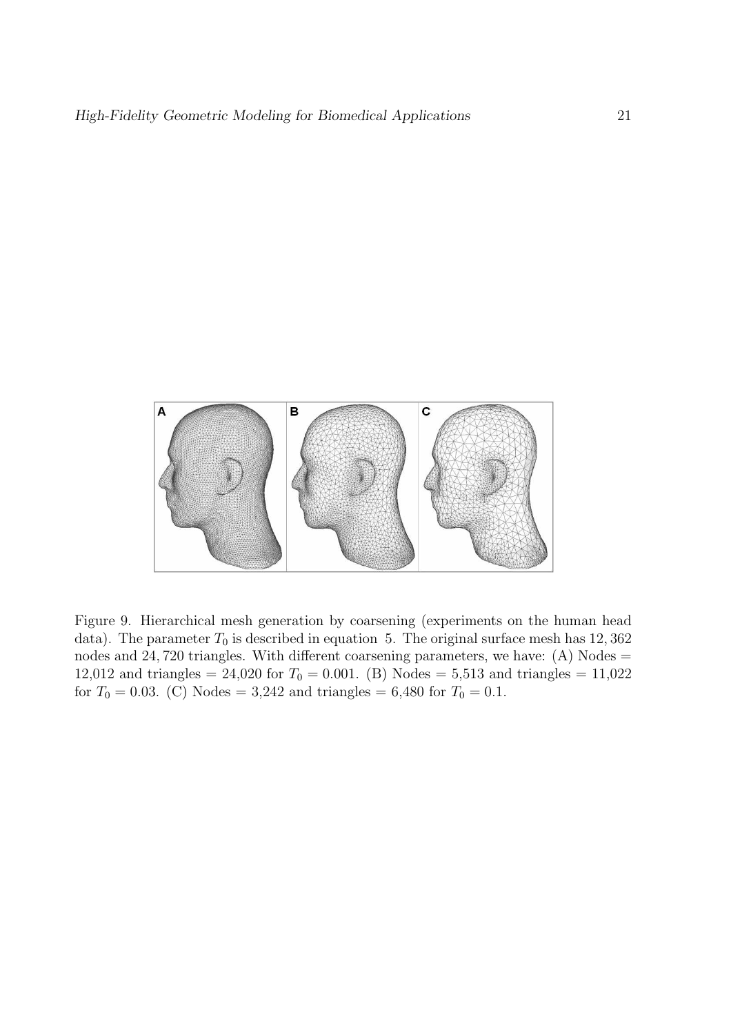Figure 9. Hierarchical mesh generation by coarsening (experiments on the human head data). The parameter $T_0$ is described in equation 5. The original surface mesh has 12, 362 nodes and 24, 720 triangles. With different coarsening parameters, we have: (A) Nodes = 12,012 and triangles = 24,020 for $T_0 = 0.001$. (B) Nodes = 5,513 and triangles = 11,022 for $T_0 = 0.03$. (C) Nodes = 3,242 and triangles = 6,480 for $T_0 = 0.1$.